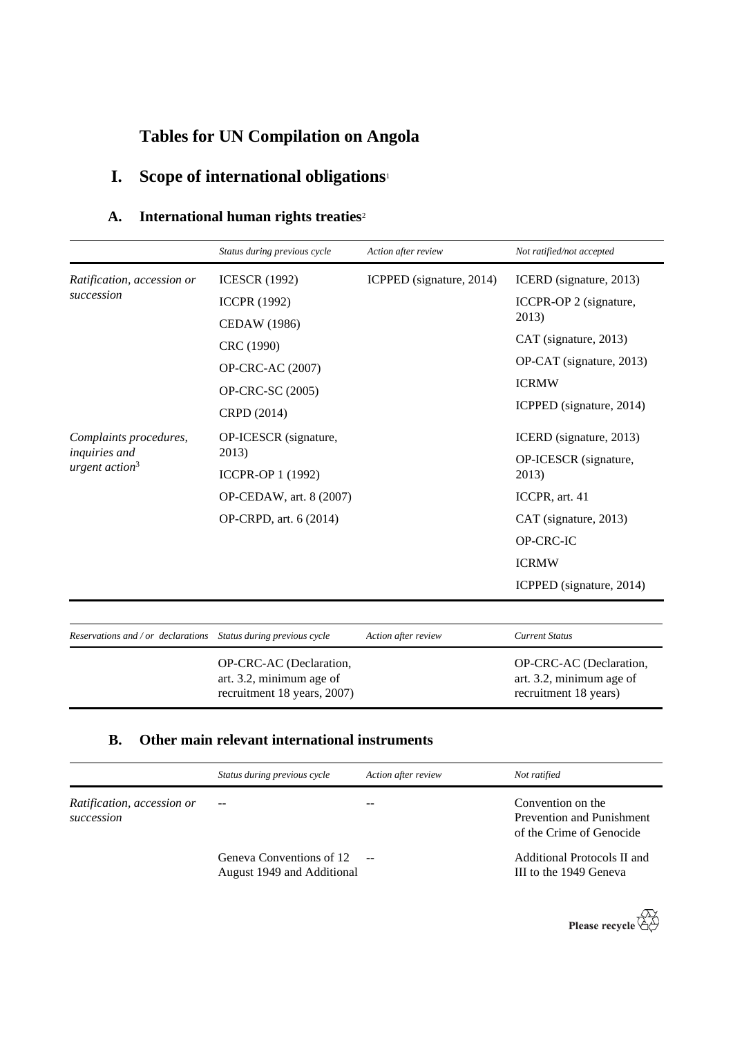# Tables for UN Compilation on Angola

## I. Scope of international obligations[1]

### A. International human rights treaties[2]

| | *Status during previous cycle* | *Action after review* | *Not ratified/not accepted* |
|---|---|---|---|
| *Ratification, accession or succession* | ICESCR (1992)<br>ICCPR (1992)<br>CEDAW (1986)<br>CRC (1990)<br>OP-CRC-AC (2007)<br>OP-CRC-SC (2005)<br>CRPD (2014) | ICPPED (signature, 2014) | ICERD (signature, 2013)<br>ICCPR-OP 2 (signature, 2013)<br>CAT (signature, 2013)<br>OP-CAT (signature, 2013)<br>ICRMW<br>ICPPED (signature, 2014) |
| *Complaints procedures, inquiries and urgent action*[3] | OP-ICESCR (signature, 2013)<br>ICCPR-OP 1 (1992)<br>OP-CEDAW, art. 8 (2007)<br>OP-CRPD, art. 6 (2014) | | ICERD (signature, 2013)<br>OP-ICESCR (signature, 2013)<br>ICCPR, art. 41<br>CAT (signature, 2013)<br>OP-CRC-IC<br>ICRMW<br>ICPPED (signature, 2014) |

| *Reservations and / or declarations* | *Status during previous cycle* | *Action after review* | *Current Status* |
|---|---|---|---|
| | OP-CRC-AC (Declaration, art. 3.2, minimum age of recruitment 18 years, 2007) | | OP-CRC-AC (Declaration, art. 3.2, minimum age of recruitment 18 years) |

### B. Other main relevant international instruments

| | *Status during previous cycle* | *Action after review* | *Not ratified* |
|---|---|---|---|
| *Ratification, accession or succession* | -- | -- | Convention on the Prevention and Punishment of the Crime of Genocide |
| | Geneva Conventions of 12 August 1949 and Additional | -- | Additional Protocols II and III to the 1949 Geneva |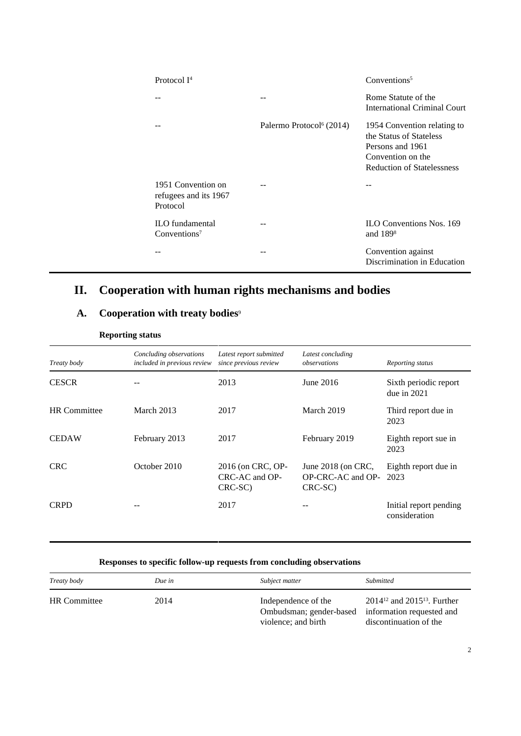| | | |
|---|---|---|
| Protocol I[4] | | Conventions[5] |
| -- | -- | Rome Statute of the International Criminal Court |
| -- | Palermo Protocol[6] (2014) | 1954 Convention relating to the Status of Stateless Persons and 1961 Convention on the Reduction of Statelessness |
| 1951 Convention on refugees and its 1967 Protocol | -- | -- |
| ILO fundamental Conventions[7] | -- | ILO Conventions Nos. 169 and 189[8] |
| -- | -- | Convention against Discrimination in Education |

# II. Cooperation with human rights mechanisms and bodies

## A. Cooperation with treaty bodies[9]

**Reporting status**

| *Treaty body* | *Concluding observations included in previous review* | *Latest report submitted since previous review* | *Latest concluding observations* | *Reporting status* |
|---|---|---|---|---|
| CESCR | -- | 2013 | June 2016 | Sixth periodic report due in 2021 |
| HR Committee | March 2013 | 2017 | March 2019 | Third report due in 2023 |
| CEDAW | February 2013 | 2017 | February 2019 | Eighth report sue in 2023 |
| CRC | October 2010 | 2016 (on CRC, OP-CRC-AC and OP-CRC-SC) | June 2018 (on CRC, OP-CRC-AC and OP-CRC-SC) | Eighth report due in 2023 |
| CRPD | -- | 2017 | -- | Initial report pending consideration |

**Responses to specific follow-up requests from concluding observations**

| *Treaty body* | *Due in* | *Subject matter* | *Submitted* |
|---|---|---|---|
| HR Committee | 2014 | Independence of the Ombudsman; gender-based violence; and birth | 2014[12] and 2015[13]. Further information requested and discontinuation of the |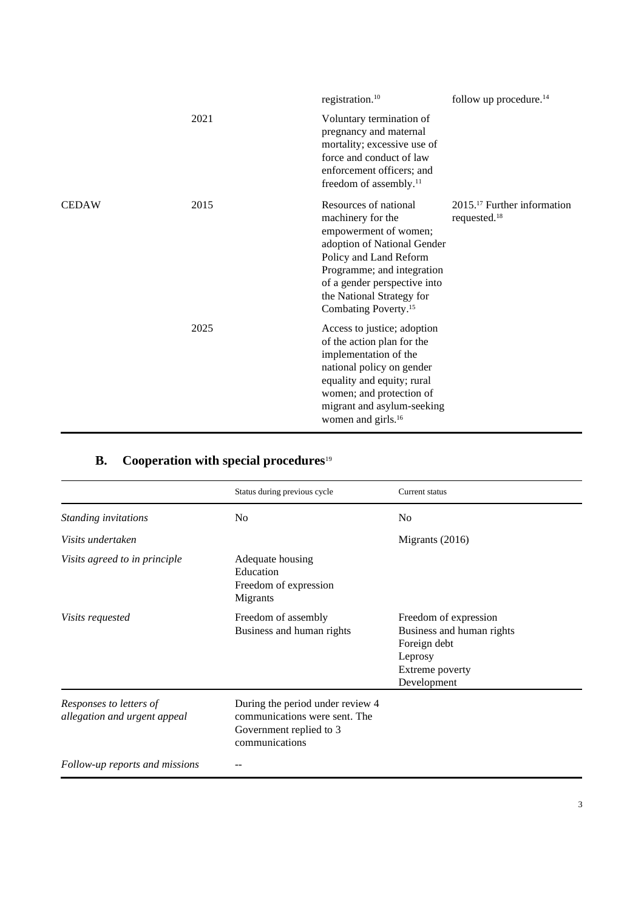| | | | |
|---|---|---|---|
| | | registration.[10] | follow up procedure.[14] |
| | 2021 | Voluntary termination of pregnancy and maternal mortality; excessive use of force and conduct of law enforcement officers; and freedom of assembly.[11] | |
| CEDAW | 2015 | Resources of national machinery for the empowerment of women; adoption of National Gender Policy and Land Reform Programme; and integration of a gender perspective into the National Strategy for Combating Poverty.[15] | 2015.[17] Further information requested.[18] |
| | 2025 | Access to justice; adoption of the action plan for the implementation of the national policy on gender equality and equity; rural women; and protection of migrant and asylum-seeking women and girls.[16] | |

## B. Cooperation with special procedures[19]

| | Status during previous cycle | Current status |
|---|---|---|
| *Standing invitations* | No | No |
| *Visits undertaken* | | Migrants (2016) |
| *Visits agreed to in principle* | Adequate housing<br>Education<br>Freedom of expression<br>Migrants | |
| *Visits requested* | Freedom of assembly<br>Business and human rights | Freedom of expression<br>Business and human rights<br>Foreign debt<br>Leprosy<br>Extreme poverty<br>Development |
| *Responses to letters of allegation and urgent appeal* | During the period under review 4 communications were sent. The Government replied to 3 communications | |
| *Follow-up reports and missions* | -- | |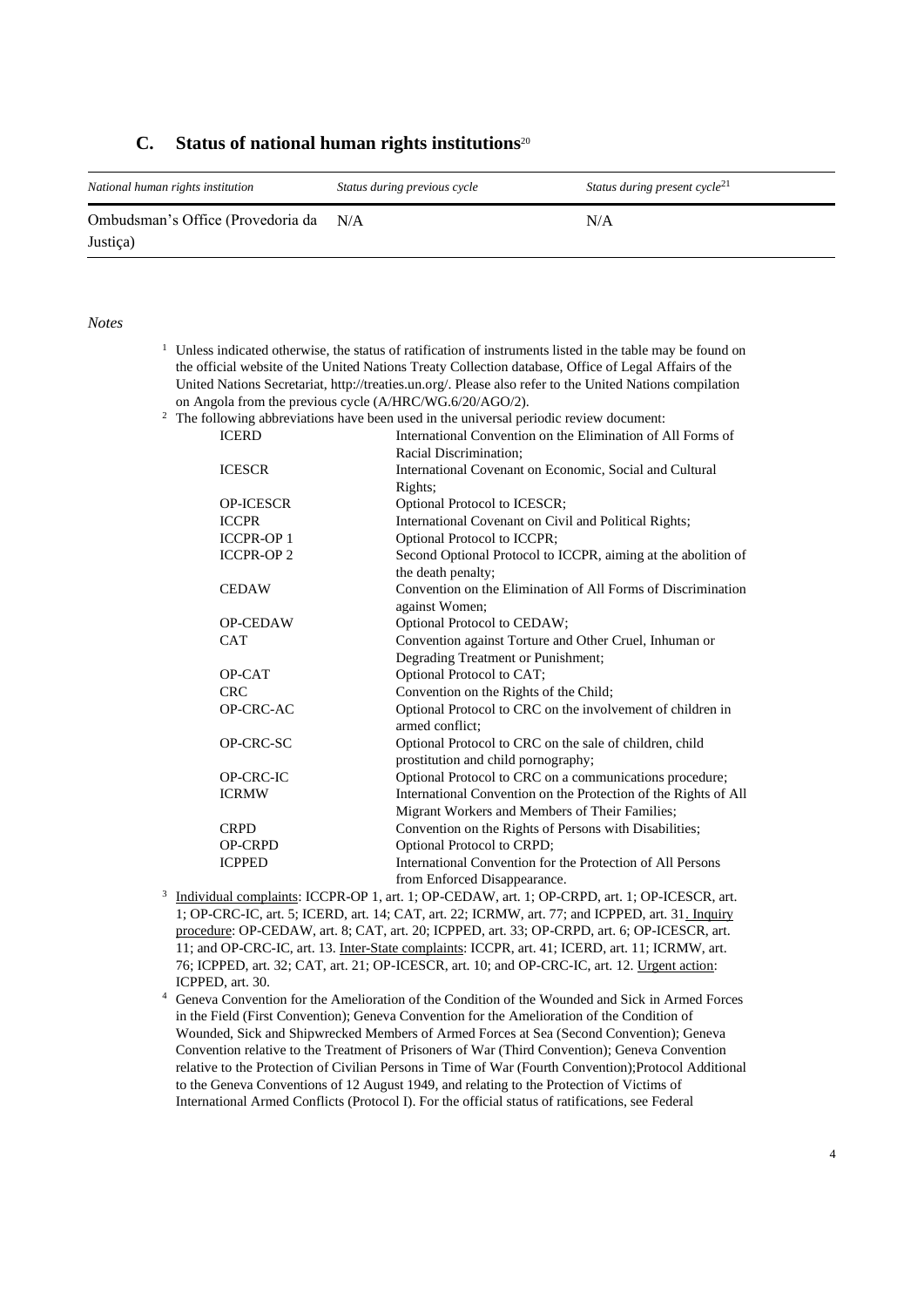## C. Status of national human rights institutions[20]

| *National human rights institution* | *Status during previous cycle* | *Status during present cycle*[21] |
|---|---|---|
| Ombudsman's Office (Provedoria da Justiça) | N/A | N/A |

*Notes*

[1] Unless indicated otherwise, the status of ratification of instruments listed in the table may be found on the official website of the United Nations Treaty Collection database, Office of Legal Affairs of the United Nations Secretariat, http://treaties.un.org/. Please also refer to the United Nations compilation on Angola from the previous cycle (A/HRC/WG.6/20/AGO/2).

[2] The following abbreviations have been used in the universal periodic review document:

| | |
|---|---|
| ICERD | International Convention on the Elimination of All Forms of Racial Discrimination; |
| ICESCR | International Covenant on Economic, Social and Cultural Rights; |
| OP-ICESCR | Optional Protocol to ICESCR; |
| ICCPR | International Covenant on Civil and Political Rights; |
| ICCPR-OP 1 | Optional Protocol to ICCPR; |
| ICCPR-OP 2 | Second Optional Protocol to ICCPR, aiming at the abolition of the death penalty; |
| CEDAW | Convention on the Elimination of All Forms of Discrimination against Women; |
| OP-CEDAW | Optional Protocol to CEDAW; |
| CAT | Convention against Torture and Other Cruel, Inhuman or Degrading Treatment or Punishment; |
| OP-CAT | Optional Protocol to CAT; |
| CRC | Convention on the Rights of the Child; |
| OP-CRC-AC | Optional Protocol to CRC on the involvement of children in armed conflict; |
| OP-CRC-SC | Optional Protocol to CRC on the sale of children, child prostitution and child pornography; |
| OP-CRC-IC | Optional Protocol to CRC on a communications procedure; |
| ICRMW | International Convention on the Protection of the Rights of All Migrant Workers and Members of Their Families; |
| CRPD | Convention on the Rights of Persons with Disabilities; |
| OP-CRPD | Optional Protocol to CRPD; |
| ICPPED | International Convention for the Protection of All Persons from Enforced Disappearance. |

[3] Individual complaints: ICCPR-OP 1, art. 1; OP-CEDAW, art. 1; OP-CRPD, art. 1; OP-ICESCR, art. 1; OP-CRC-IC, art. 5; ICERD, art. 14; CAT, art. 22; ICRMW, art. 77; and ICPPED, art. 31. Inquiry procedure: OP-CEDAW, art. 8; CAT, art. 20; ICPPED, art. 33; OP-CRPD, art. 6; OP-ICESCR, art. 11; and OP-CRC-IC, art. 13. Inter-State complaints: ICCPR, art. 41; ICERD, art. 11; ICRMW, art. 76; ICPPED, art. 32; CAT, art. 21; OP-ICESCR, art. 10; and OP-CRC-IC, art. 12. Urgent action: ICPPED, art. 30.

[4] Geneva Convention for the Amelioration of the Condition of the Wounded and Sick in Armed Forces in the Field (First Convention); Geneva Convention for the Amelioration of the Condition of Wounded, Sick and Shipwrecked Members of Armed Forces at Sea (Second Convention); Geneva Convention relative to the Treatment of Prisoners of War (Third Convention); Geneva Convention relative to the Protection of Civilian Persons in Time of War (Fourth Convention);Protocol Additional to the Geneva Conventions of 12 August 1949, and relating to the Protection of Victims of International Armed Conflicts (Protocol I). For the official status of ratifications, see Federal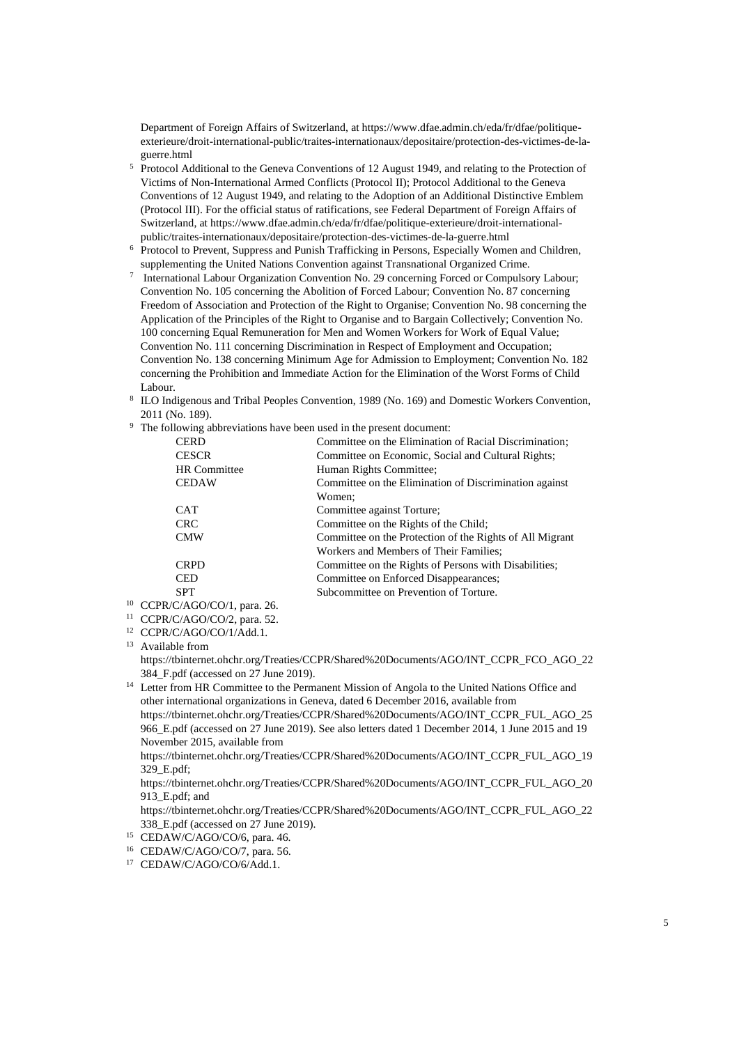Department of Foreign Affairs of Switzerland, at https://www.dfae.admin.ch/eda/fr/dfae/politique-exterieure/droit-international-public/traites-internationaux/depositaire/protection-des-victimes-de-la-guerre.html

[5] Protocol Additional to the Geneva Conventions of 12 August 1949, and relating to the Protection of Victims of Non-International Armed Conflicts (Protocol II); Protocol Additional to the Geneva Conventions of 12 August 1949, and relating to the Adoption of an Additional Distinctive Emblem (Protocol III). For the official status of ratifications, see Federal Department of Foreign Affairs of Switzerland, at https://www.dfae.admin.ch/eda/fr/dfae/politique-exterieure/droit-international-public/traites-internationaux/depositaire/protection-des-victimes-de-la-guerre.html

[6] Protocol to Prevent, Suppress and Punish Trafficking in Persons, Especially Women and Children, supplementing the United Nations Convention against Transnational Organized Crime.

[7] International Labour Organization Convention No. 29 concerning Forced or Compulsory Labour; Convention No. 105 concerning the Abolition of Forced Labour; Convention No. 87 concerning Freedom of Association and Protection of the Right to Organise; Convention No. 98 concerning the Application of the Principles of the Right to Organise and to Bargain Collectively; Convention No. 100 concerning Equal Remuneration for Men and Women Workers for Work of Equal Value; Convention No. 111 concerning Discrimination in Respect of Employment and Occupation; Convention No. 138 concerning Minimum Age for Admission to Employment; Convention No. 182 concerning the Prohibition and Immediate Action for the Elimination of the Worst Forms of Child Labour.

[8] ILO Indigenous and Tribal Peoples Convention, 1989 (No. 169) and Domestic Workers Convention, 2011 (No. 189).

[9] The following abbreviations have been used in the present document:

| | |
|---|---|
| CERD | Committee on the Elimination of Racial Discrimination; |
| CESCR | Committee on Economic, Social and Cultural Rights; |
| HR Committee | Human Rights Committee; |
| CEDAW | Committee on the Elimination of Discrimination against Women; |
| CAT | Committee against Torture; |
| CRC | Committee on the Rights of the Child; |
| CMW | Committee on the Protection of the Rights of All Migrant Workers and Members of Their Families; |
| CRPD | Committee on the Rights of Persons with Disabilities; |
| CED | Committee on Enforced Disappearances; |
| SPT | Subcommittee on Prevention of Torture. |

[10] CCPR/C/AGO/CO/1, para. 26.

[11] CCPR/C/AGO/CO/2, para. 52.

[12] CCPR/C/AGO/CO/1/Add.1.

[13] Available from https://tbinternet.ohchr.org/Treaties/CCPR/Shared%20Documents/AGO/INT_CCPR_FCO_AGO_22384_F.pdf (accessed on 27 June 2019).

[14] Letter from HR Committee to the Permanent Mission of Angola to the United Nations Office and other international organizations in Geneva, dated 6 December 2016, available from https://tbinternet.ohchr.org/Treaties/CCPR/Shared%20Documents/AGO/INT_CCPR_FUL_AGO_25966_E.pdf (accessed on 27 June 2019). See also letters dated 1 December 2014, 1 June 2015 and 19 November 2015, available from https://tbinternet.ohchr.org/Treaties/CCPR/Shared%20Documents/AGO/INT_CCPR_FUL_AGO_19329_E.pdf; https://tbinternet.ohchr.org/Treaties/CCPR/Shared%20Documents/AGO/INT_CCPR_FUL_AGO_20913_E.pdf; and https://tbinternet.ohchr.org/Treaties/CCPR/Shared%20Documents/AGO/INT_CCPR_FUL_AGO_22338_E.pdf (accessed on 27 June 2019).

[15] CEDAW/C/AGO/CO/6, para. 46.

[16] CEDAW/C/AGO/CO/7, para. 56.

[17] CEDAW/C/AGO/CO/6/Add.1.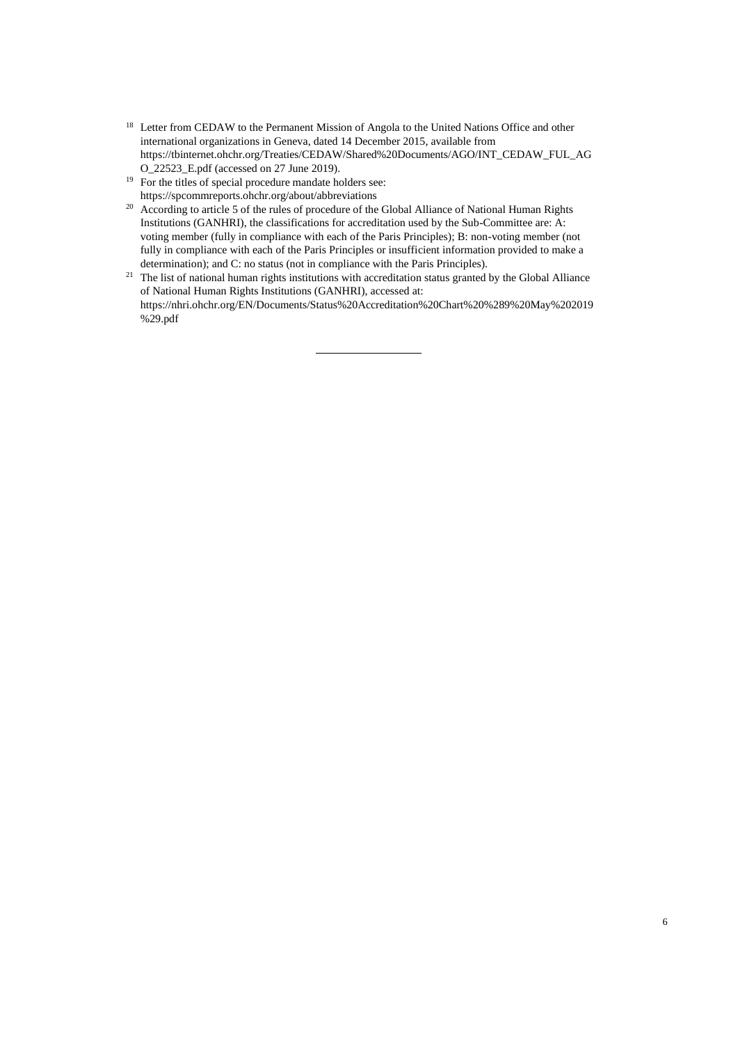[18] Letter from CEDAW to the Permanent Mission of Angola to the United Nations Office and other international organizations in Geneva, dated 14 December 2015, available from https://tbinternet.ohchr.org/Treaties/CEDAW/Shared%20Documents/AGO/INT_CEDAW_FUL_AGO_22523_E.pdf (accessed on 27 June 2019).

[19] For the titles of special procedure mandate holders see: https://spcommreports.ohchr.org/about/abbreviations

[20] According to article 5 of the rules of procedure of the Global Alliance of National Human Rights Institutions (GANHRI), the classifications for accreditation used by the Sub-Committee are: A: voting member (fully in compliance with each of the Paris Principles); B: non-voting member (not fully in compliance with each of the Paris Principles or insufficient information provided to make a determination); and C: no status (not in compliance with the Paris Principles).

[21] The list of national human rights institutions with accreditation status granted by the Global Alliance of National Human Rights Institutions (GANHRI), accessed at: https://nhri.ohchr.org/EN/Documents/Status%20Accreditation%20Chart%20%289%20May%202019%29.pdf